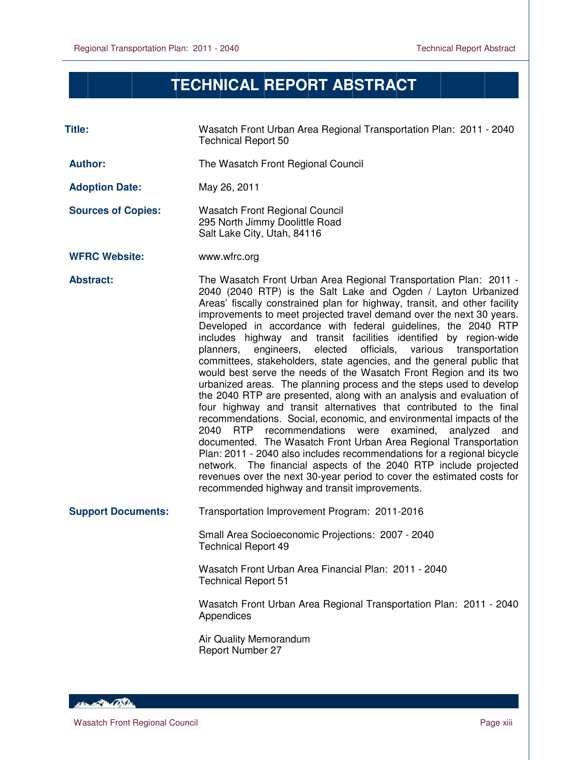# TECHNICAL REPORT ABSTRACT

**Title:** Wasatch Front Urban Area Regional Transportation Plan: 2011 - 2040
Technical Report 50

**Author:** The Wasatch Front Regional Council

**Adoption Date:** May 26, 2011

**Sources of Copies:** Wasatch Front Regional Council
295 North Jimmy Doolittle Road
Salt Lake City, Utah, 84116

**WFRC Website:** www.wfrc.org

**Abstract:** The Wasatch Front Urban Area Regional Transportation Plan: 2011 - 2040 (2040 RTP) is the Salt Lake and Ogden / Layton Urbanized Areas' fiscally constrained plan for highway, transit, and other facility improvements to meet projected travel demand over the next 30 years. Developed in accordance with federal guidelines, the 2040 RTP includes highway and transit facilities identified by region-wide planners, engineers, elected officials, various transportation committees, stakeholders, state agencies, and the general public that would best serve the needs of the Wasatch Front Region and its two urbanized areas. The planning process and the steps used to develop the 2040 RTP are presented, along with an analysis and evaluation of four highway and transit alternatives that contributed to the final recommendations. Social, economic, and environmental impacts of the 2040 RTP recommendations were examined, analyzed and documented. The Wasatch Front Urban Area Regional Transportation Plan: 2011 - 2040 also includes recommendations for a regional bicycle network. The financial aspects of the 2040 RTP include projected revenues over the next 30-year period to cover the estimated costs for recommended highway and transit improvements.

**Support Documents:**

Transportation Improvement Program: 2011-2016

Small Area Socioeconomic Projections: 2007 - 2040
Technical Report 49

Wasatch Front Urban Area Financial Plan: 2011 - 2040
Technical Report 51

Wasatch Front Urban Area Regional Transportation Plan: 2011 - 2040
Appendices

Air Quality Memorandum
Report Number 27